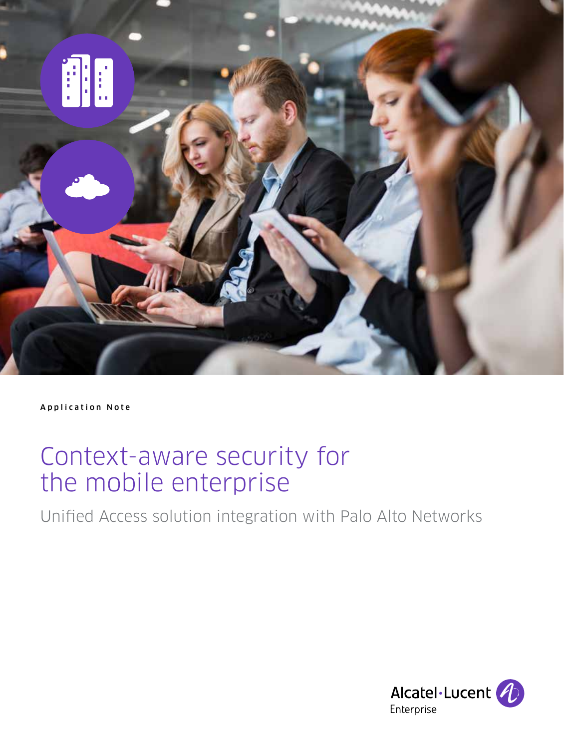Application Note

# Context-aware security for the mobile enterprise

## Unified Access solution integration with Palo Alto Networks

Alcatel·Lucent Enterprise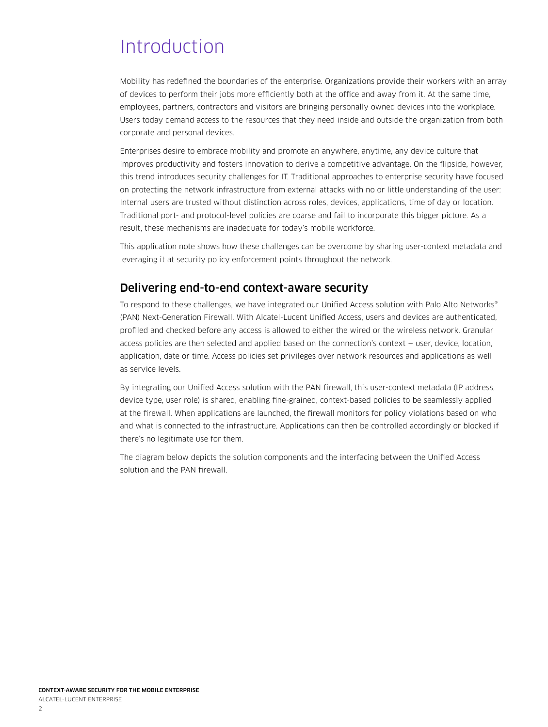# Introduction

Mobility has redefined the boundaries of the enterprise. Organizations provide their workers with an array of devices to perform their jobs more efficiently both at the office and away from it. At the same time, employees, partners, contractors and visitors are bringing personally owned devices into the workplace. Users today demand access to the resources that they need inside and outside the organization from both corporate and personal devices.

Enterprises desire to embrace mobility and promote an anywhere, anytime, any device culture that improves productivity and fosters innovation to derive a competitive advantage. On the flipside, however, this trend introduces security challenges for IT. Traditional approaches to enterprise security have focused on protecting the network infrastructure from external attacks with no or little understanding of the user: Internal users are trusted without distinction across roles, devices, applications, time of day or location. Traditional port- and protocol-level policies are coarse and fail to incorporate this bigger picture. As a result, these mechanisms are inadequate for today's mobile workforce.

This application note shows how these challenges can be overcome by sharing user-context metadata and leveraging it at security policy enforcement points throughout the network.

## Delivering end-to-end context-aware security

To respond to these challenges, we have integrated our Unified Access solution with Palo Alto Networks® (PAN) Next-Generation Firewall. With Alcatel-Lucent Unified Access, users and devices are authenticated, profiled and checked before any access is allowed to either the wired or the wireless network. Granular access policies are then selected and applied based on the connection's context — user, device, location, application, date or time. Access policies set privileges over network resources and applications as well as service levels.

By integrating our Unified Access solution with the PAN firewall, this user-context metadata (IP address, device type, user role) is shared, enabling fine-grained, context-based policies to be seamlessly applied at the firewall. When applications are launched, the firewall monitors for policy violations based on who and what is connected to the infrastructure. Applications can then be controlled accordingly or blocked if there's no legitimate use for them.

The diagram below depicts the solution components and the interfacing between the Unified Access solution and the PAN firewall.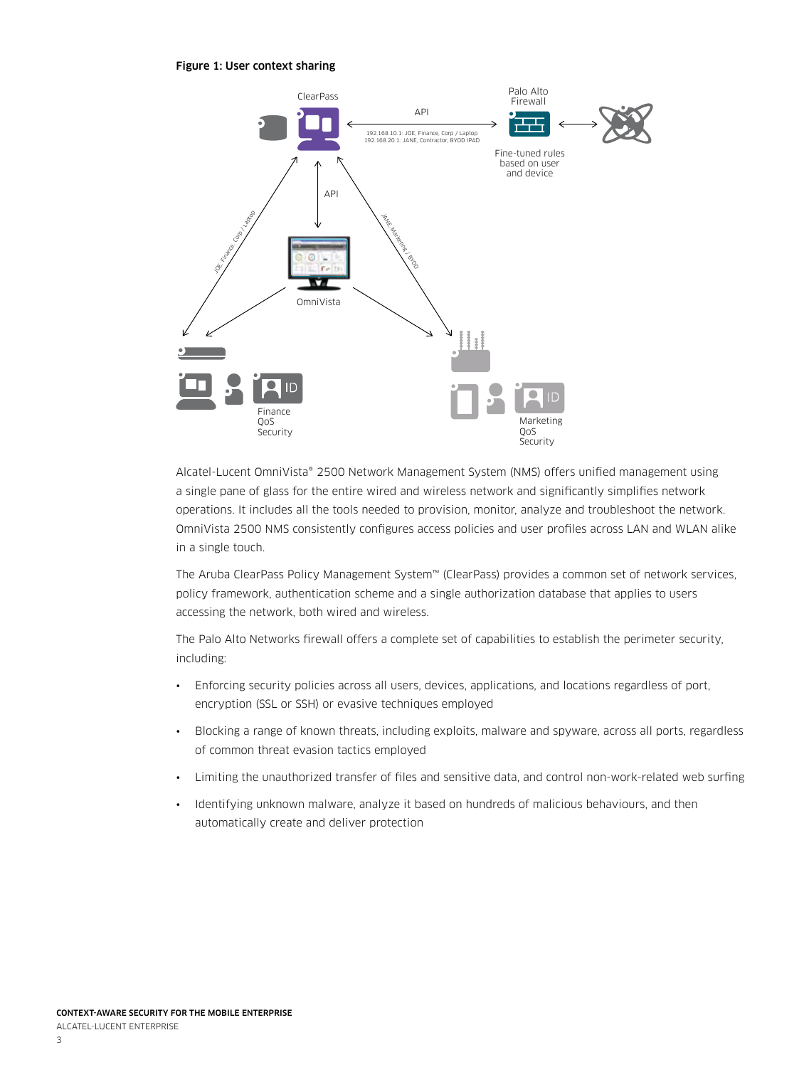**Figure 1: User context sharing**

Alcatel-Lucent OmniVista® 2500 Network Management System (NMS) offers unified management using a single pane of glass for the entire wired and wireless network and significantly simplifies network operations. It includes all the tools needed to provision, monitor, analyze and troubleshoot the network. OmniVista 2500 NMS consistently configures access policies and user profiles across LAN and WLAN alike in a single touch.

The Aruba ClearPass Policy Management System™ (ClearPass) provides a common set of network services, policy framework, authentication scheme and a single authorization database that applies to users accessing the network, both wired and wireless.

The Palo Alto Networks firewall offers a complete set of capabilities to establish the perimeter security, including:

- Enforcing security policies across all users, devices, applications, and locations regardless of port, encryption (SSL or SSH) or evasive techniques employed
- Blocking a range of known threats, including exploits, malware and spyware, across all ports, regardless of common threat evasion tactics employed
- Limiting the unauthorized transfer of files and sensitive data, and control non-work-related web surfing
- Identifying unknown malware, analyze it based on hundreds of malicious behaviours, and then automatically create and deliver protection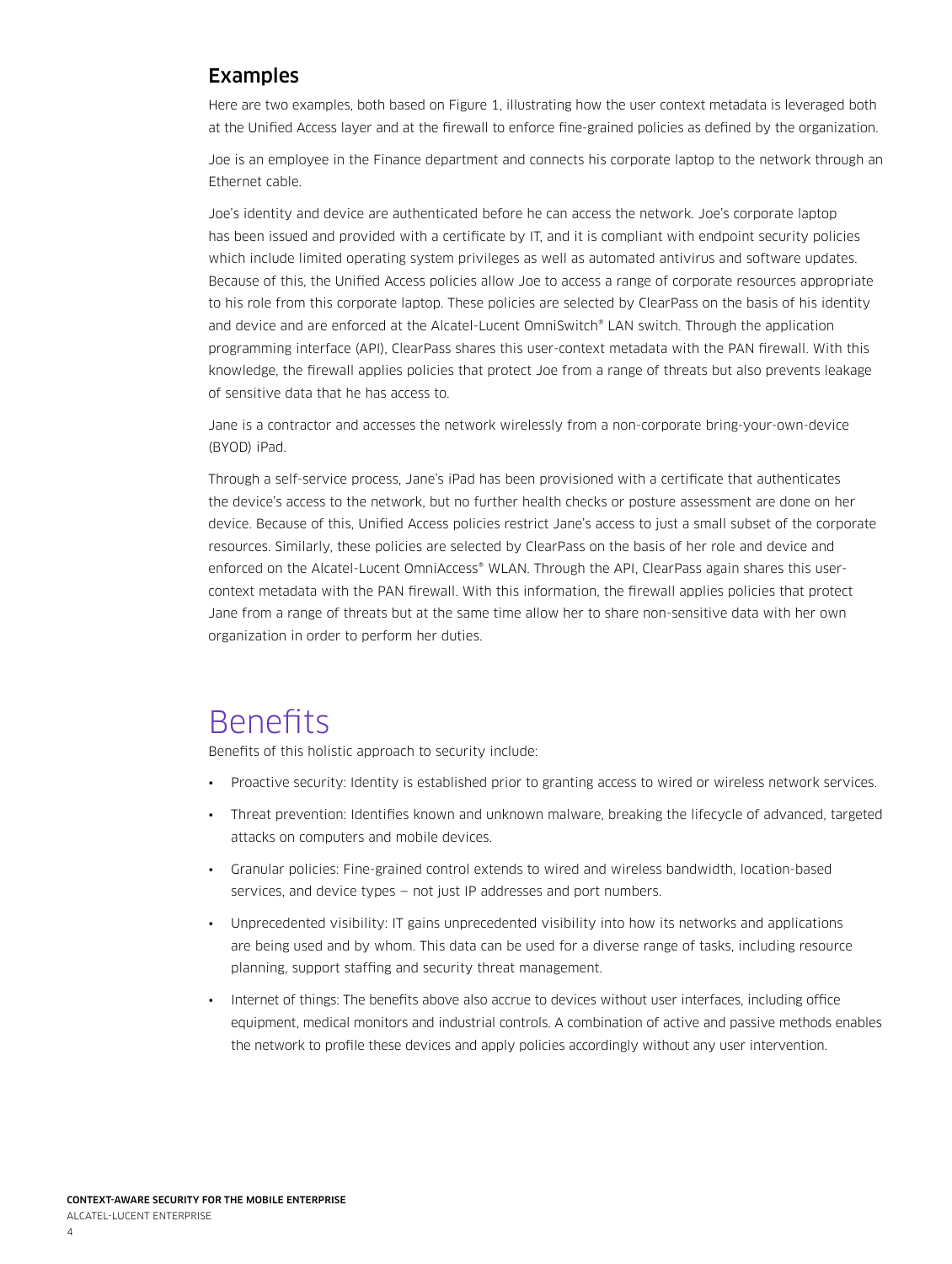### Examples

Here are two examples, both based on Figure 1, illustrating how the user context metadata is leveraged both at the Unified Access layer and at the firewall to enforce fine-grained policies as defined by the organization.

Joe is an employee in the Finance department and connects his corporate laptop to the network through an Ethernet cable.

Joe's identity and device are authenticated before he can access the network. Joe's corporate laptop has been issued and provided with a certificate by IT, and it is compliant with endpoint security policies which include limited operating system privileges as well as automated antivirus and software updates. Because of this, the Unified Access policies allow Joe to access a range of corporate resources appropriate to his role from this corporate laptop. These policies are selected by ClearPass on the basis of his identity and device and are enforced at the Alcatel-Lucent OmniSwitch® LAN switch. Through the application programming interface (API), ClearPass shares this user-context metadata with the PAN firewall. With this knowledge, the firewall applies policies that protect Joe from a range of threats but also prevents leakage of sensitive data that he has access to.

Jane is a contractor and accesses the network wirelessly from a non-corporate bring-your-own-device (BYOD) iPad.

Through a self-service process, Jane's iPad has been provisioned with a certificate that authenticates the device's access to the network, but no further health checks or posture assessment are done on her device. Because of this, Unified Access policies restrict Jane's access to just a small subset of the corporate resources. Similarly, these policies are selected by ClearPass on the basis of her role and device and enforced on the Alcatel-Lucent OmniAccess® WLAN. Through the API, ClearPass again shares this user-context metadata with the PAN firewall. With this information, the firewall applies policies that protect Jane from a range of threats but at the same time allow her to share non-sensitive data with her own organization in order to perform her duties.

# Benefits

Benefits of this holistic approach to security include:

- Proactive security: Identity is established prior to granting access to wired or wireless network services.
- Threat prevention: Identifies known and unknown malware, breaking the lifecycle of advanced, targeted attacks on computers and mobile devices.
- Granular policies: Fine-grained control extends to wired and wireless bandwidth, location-based services, and device types — not just IP addresses and port numbers.
- Unprecedented visibility: IT gains unprecedented visibility into how its networks and applications are being used and by whom. This data can be used for a diverse range of tasks, including resource planning, support staffing and security threat management.
- Internet of things: The benefits above also accrue to devices without user interfaces, including office equipment, medical monitors and industrial controls. A combination of active and passive methods enables the network to profile these devices and apply policies accordingly without any user intervention.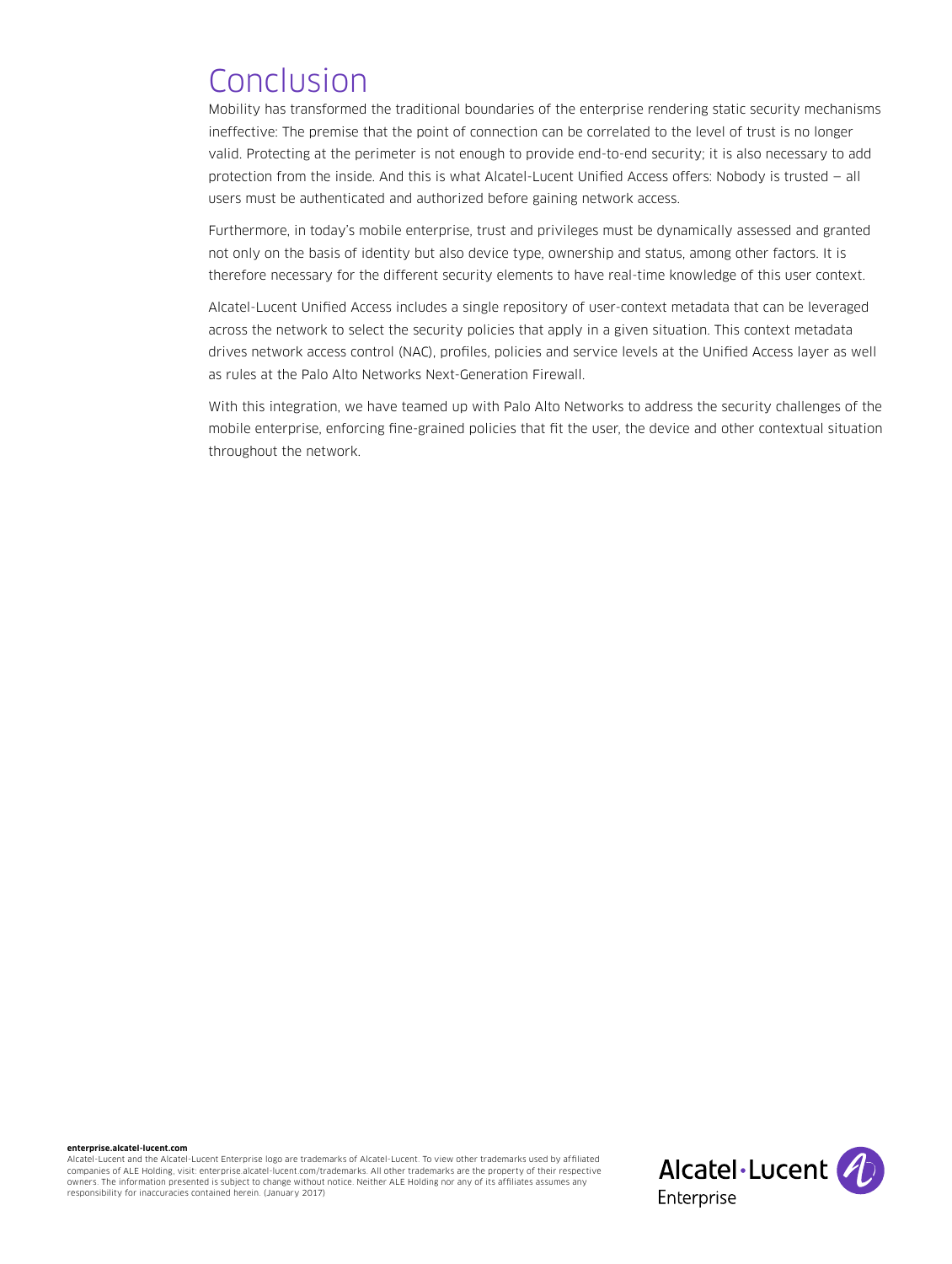# Conclusion

Mobility has transformed the traditional boundaries of the enterprise rendering static security mechanisms ineffective: The premise that the point of connection can be correlated to the level of trust is no longer valid. Protecting at the perimeter is not enough to provide end-to-end security; it is also necessary to add protection from the inside. And this is what Alcatel-Lucent Unified Access offers: Nobody is trusted — all users must be authenticated and authorized before gaining network access.

Furthermore, in today's mobile enterprise, trust and privileges must be dynamically assessed and granted not only on the basis of identity but also device type, ownership and status, among other factors. It is therefore necessary for the different security elements to have real-time knowledge of this user context.

Alcatel-Lucent Unified Access includes a single repository of user-context metadata that can be leveraged across the network to select the security policies that apply in a given situation. This context metadata drives network access control (NAC), profiles, policies and service levels at the Unified Access layer as well as rules at the Palo Alto Networks Next-Generation Firewall.

With this integration, we have teamed up with Palo Alto Networks to address the security challenges of the mobile enterprise, enforcing fine-grained policies that fit the user, the device and other contextual situation throughout the network.

**enterprise.alcatel-lucent.com**

Alcatel-Lucent and the Alcatel-Lucent Enterprise logo are trademarks of Alcatel-Lucent. To view other trademarks used by affiliated companies of ALE Holding, visit: enterprise.alcatel-lucent.com/trademarks. All other trademarks are the property of their respective owners. The information presented is subject to change without notice. Neither ALE Holding nor any of its affiliates assumes any responsibility for inaccuracies contained herein. (January 2017)

Alcatel·Lucent Enterprise